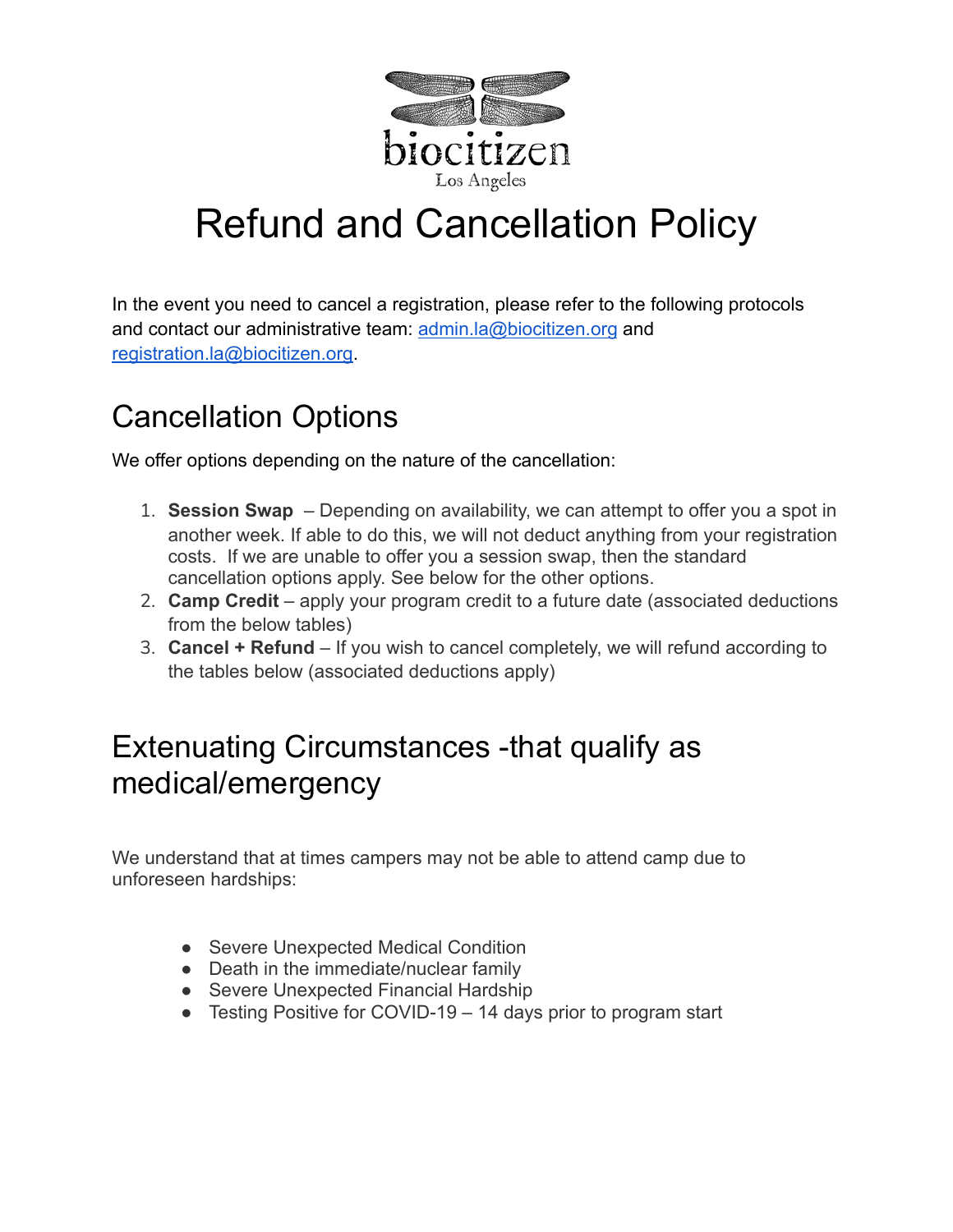biocitizen

Los Angeles

# Refund and Cancellation Policy

In the event you need to cancel a registration, please refer to the following protocols and contact our administrative team: admin.la@biocitizen.org and registration.la@biocitizen.org.

## Cancellation Options

We offer options depending on the nature of the cancellation:

1. **Session Swap** – Depending on availability, we can attempt to offer you a spot in another week. If able to do this, we will not deduct anything from your registration costs. If we are unable to offer you a session swap, then the standard cancellation options apply. See below for the other options.
2. **Camp Credit** – apply your program credit to a future date (associated deductions from the below tables)
3. **Cancel + Refund** – If you wish to cancel completely, we will refund according to the tables below (associated deductions apply)

## Extenuating Circumstances -that qualify as medical/emergency

We understand that at times campers may not be able to attend camp due to unforeseen hardships:

- Severe Unexpected Medical Condition
- Death in the immediate/nuclear family
- Severe Unexpected Financial Hardship
- Testing Positive for COVID-19 – 14 days prior to program start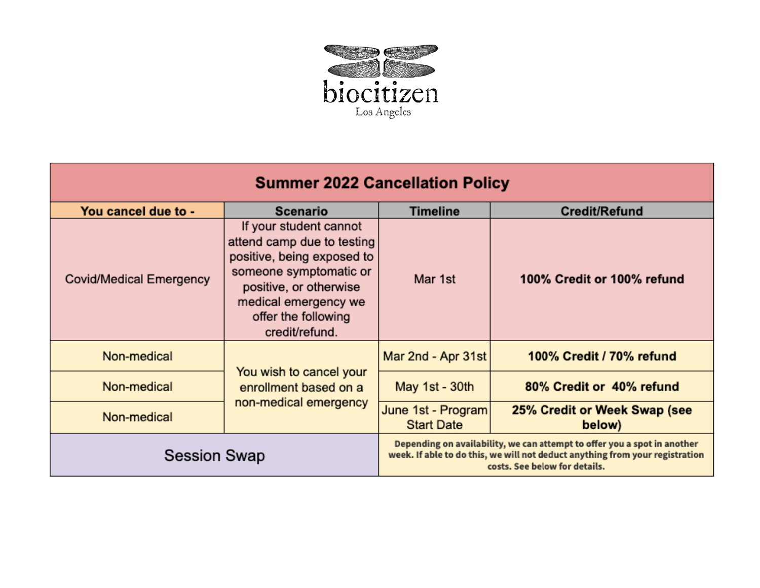biocitizen

Los Angeles

| Summer 2022 Cancellation Policy | | | |
|---|---|---|---|
| **You cancel due to -** | **Scenario** | **Timeline** | **Credit/Refund** |
| Covid/Medical Emergency | If your student cannot attend camp due to testing positive, being exposed to someone symptomatic or positive, or otherwise medical emergency we offer the following credit/refund. | Mar 1st | **100% Credit or 100% refund** |
| Non-medical | You wish to cancel your enrollment based on a non-medical emergency | Mar 2nd - Apr 31st | **100% Credit / 70% refund** |
| Non-medical | | May 1st - 30th | **80% Credit or 40% refund** |
| Non-medical | | June 1st - Program Start Date | **25% Credit or Week Swap (see below)** |
| Session Swap | | **Depending on availability, we can attempt to offer you a spot in another week. If able to do this, we will not deduct anything from your registration costs. See below for details.** | |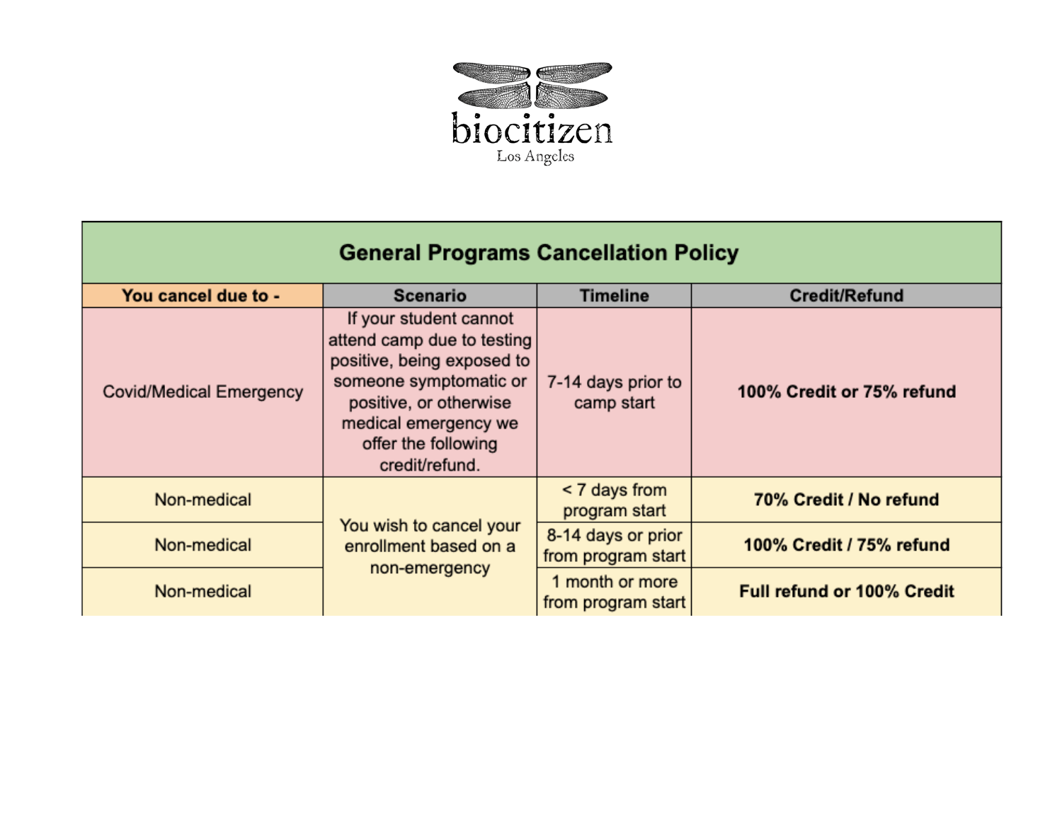biocitizen

Los Angeles

| General Programs Cancellation Policy | | | |
|---|---|---|---|
| **You cancel due to -** | **Scenario** | **Timeline** | **Credit/Refund** |
| Covid/Medical Emergency | If your student cannot attend camp due to testing positive, being exposed to someone symptomatic or positive, or otherwise medical emergency we offer the following credit/refund. | 7-14 days prior to camp start | **100% Credit or 75% refund** |
| Non-medical | You wish to cancel your enrollment based on a non-emergency | < 7 days from program start | **70% Credit / No refund** |
| Non-medical | | 8-14 days or prior from program start | **100% Credit / 75% refund** |
| Non-medical | | 1 month or more from program start | **Full refund or 100% Credit** |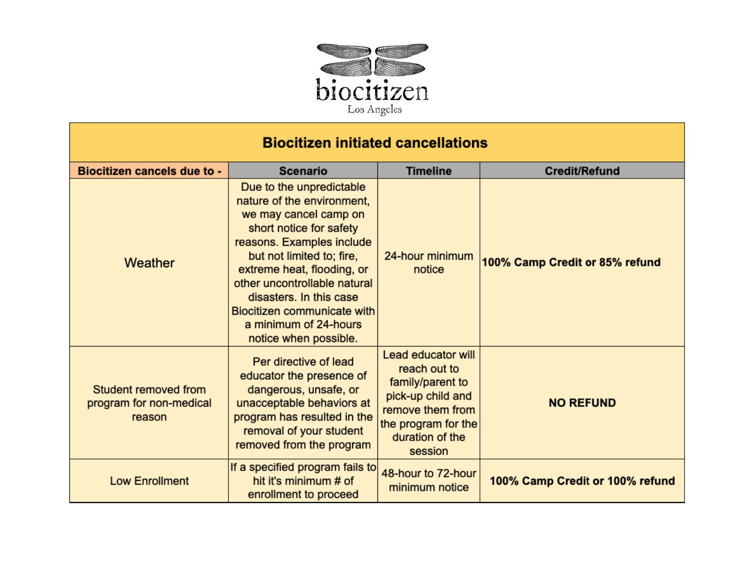biocitizen
Los Angeles

| Biocitizen initiated cancellations | | | |
|---|---|---|---|
| **Biocitizen cancels due to -** | **Scenario** | **Timeline** | **Credit/Refund** |
| Weather | Due to the unpredictable nature of the environment, we may cancel camp on short notice for safety reasons. Examples include but not limited to; fire, extreme heat, flooding, or other uncontrollable natural disasters. In this case Biocitizen communicate with a minimum of 24-hours notice when possible. | 24-hour minimum notice | **100% Camp Credit or 85% refund** |
| Student removed from program for non-medical reason | Per directive of lead educator the presence of dangerous, unsafe, or unacceptable behaviors at program has resulted in the removal of your student removed from the program | Lead educator will reach out to family/parent to pick-up child and remove them from the program for the duration of the session | **NO REFUND** |
| Low Enrollment | If a specified program fails to hit it's minimum # of enrollment to proceed | 48-hour to 72-hour minimum notice | **100% Camp Credit or 100% refund** |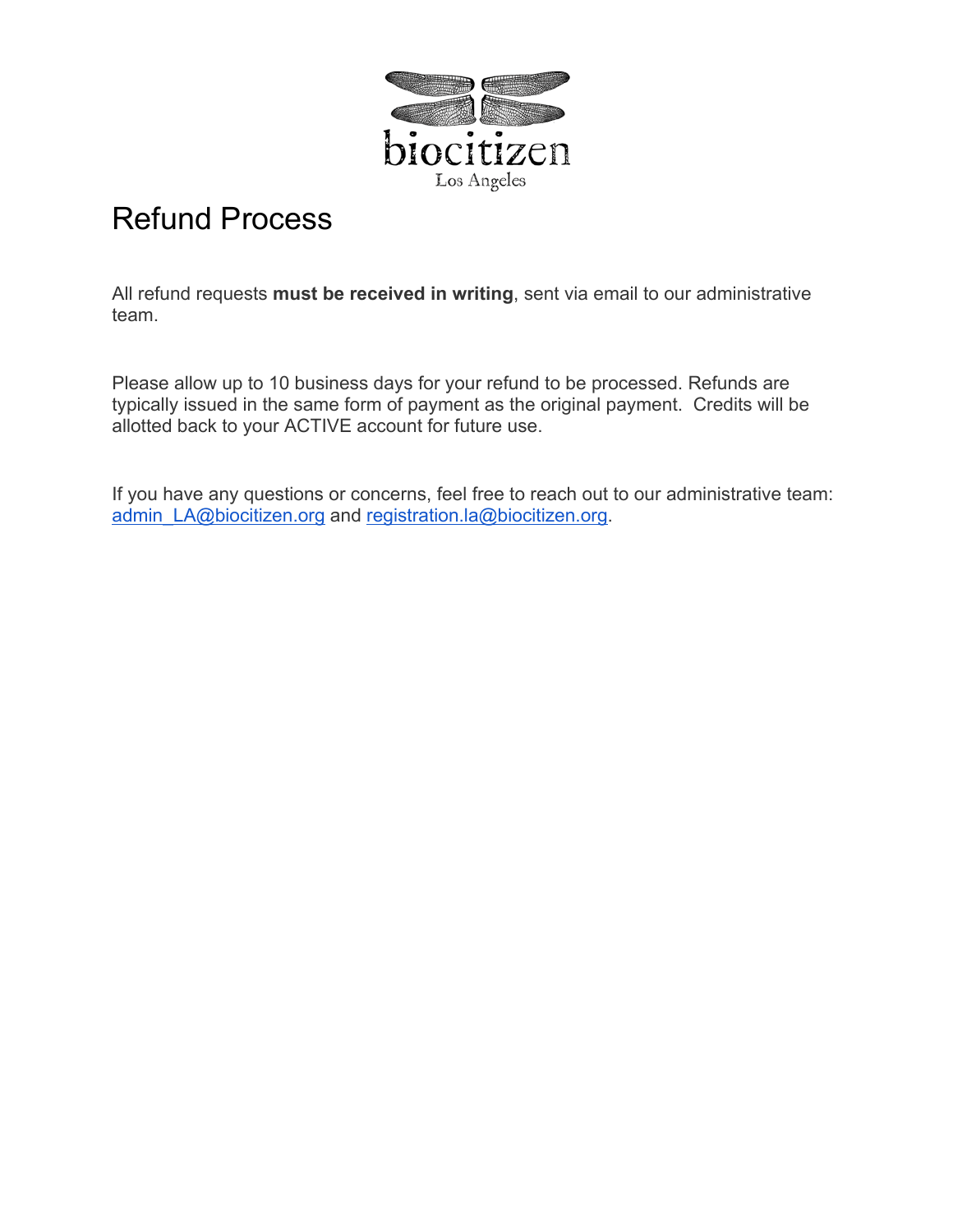# Refund Process

All refund requests **must be received in writing**, sent via email to our administrative team.

Please allow up to 10 business days for your refund to be processed. Refunds are typically issued in the same form of payment as the original payment. Credits will be allotted back to your ACTIVE account for future use.

If you have any questions or concerns, feel free to reach out to our administrative team: admin_LA@biocitizen.org and registration.la@biocitizen.org.